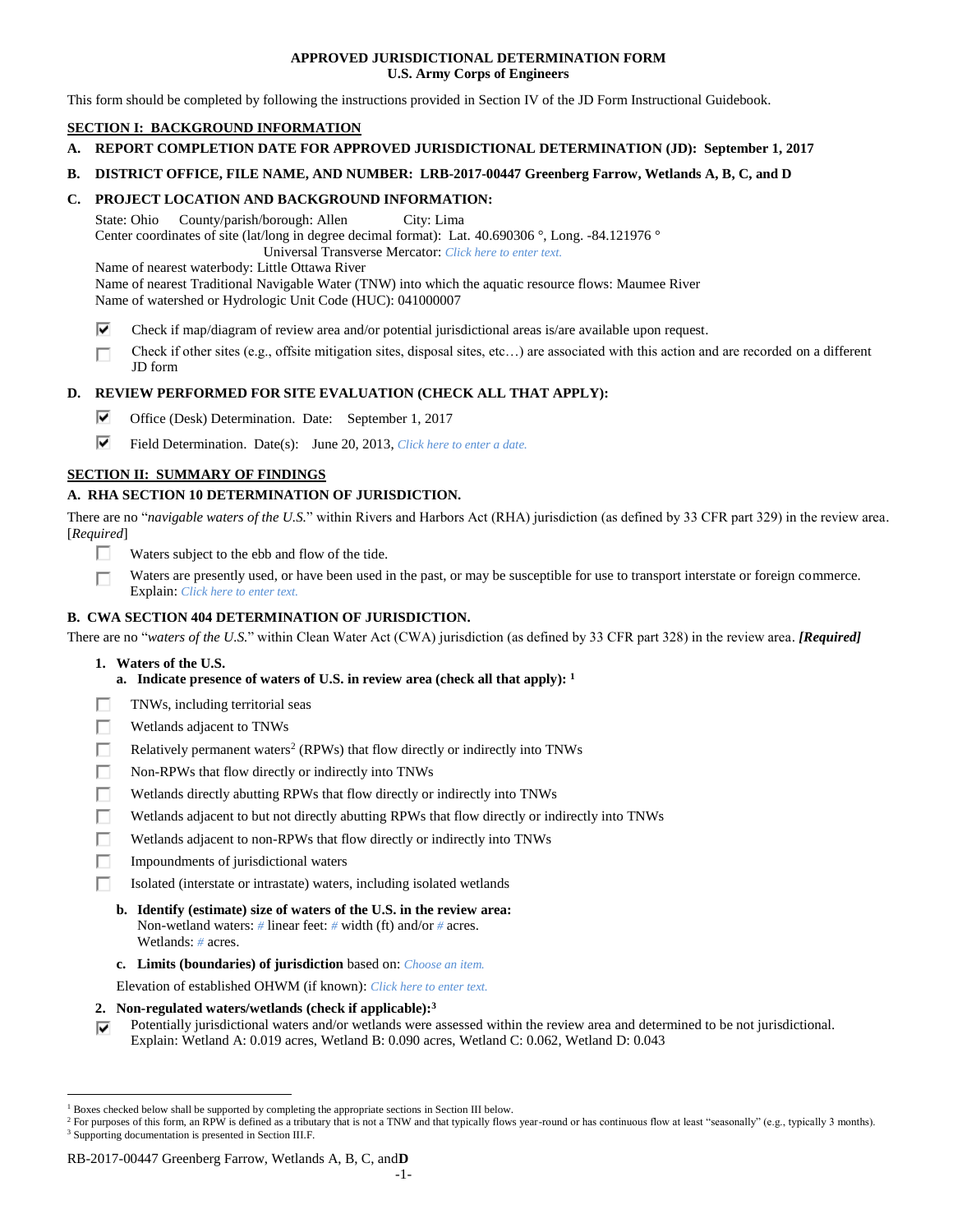**APPROVED JURISDICTIONAL DETERMINATION FORM**
**U.S. Army Corps of Engineers**

This form should be completed by following the instructions provided in Section IV of the JD Form Instructional Guidebook.

**SECTION I: BACKGROUND INFORMATION**

**A. REPORT COMPLETION DATE FOR APPROVED JURISDICTIONAL DETERMINATION (JD): September 1, 2017**

**B. DISTRICT OFFICE, FILE NAME, AND NUMBER: LRB-2017-00447 Greenberg Farrow, Wetlands A, B, C, and D**

**C. PROJECT LOCATION AND BACKGROUND INFORMATION:**

State: Ohio County/parish/borough: Allen City: Lima
Center coordinates of site (lat/long in degree decimal format): Lat. 40.690306 °, Long. -84.121976 °
Universal Transverse Mercator: *Click here to enter text.*
Name of nearest waterbody: Little Ottawa River
Name of nearest Traditional Navigable Water (TNW) into which the aquatic resource flows: Maumee River
Name of watershed or Hydrologic Unit Code (HUC): 041000007

- [x] Check if map/diagram of review area and/or potential jurisdictional areas is/are available upon request.
- [ ] Check if other sites (e.g., offsite mitigation sites, disposal sites, etc…) are associated with this action and are recorded on a different JD form

**D. REVIEW PERFORMED FOR SITE EVALUATION (CHECK ALL THAT APPLY):**

- [x] Office (Desk) Determination. Date: September 1, 2017
- [x] Field Determination. Date(s): June 20, 2013, *Click here to enter a date.*

**SECTION II: SUMMARY OF FINDINGS**

**A. RHA SECTION 10 DETERMINATION OF JURISDICTION.**

There are no "*navigable waters of the U.S.*" within Rivers and Harbors Act (RHA) jurisdiction (as defined by 33 CFR part 329) in the review area. [*Required*]

- [ ] Waters subject to the ebb and flow of the tide.
- [ ] Waters are presently used, or have been used in the past, or may be susceptible for use to transport interstate or foreign commerce. Explain: *Click here to enter text.*

**B. CWA SECTION 404 DETERMINATION OF JURISDICTION.**

There are no "*waters of the U.S.*" within Clean Water Act (CWA) jurisdiction (as defined by 33 CFR part 328) in the review area. ***[Required]***

**1. Waters of the U.S.**

**a. Indicate presence of waters of U.S. in review area (check all that apply): [1]**

- [ ] TNWs, including territorial seas
- [ ] Wetlands adjacent to TNWs
- [ ] Relatively permanent waters[2] (RPWs) that flow directly or indirectly into TNWs
- [ ] Non-RPWs that flow directly or indirectly into TNWs
- [ ] Wetlands directly abutting RPWs that flow directly or indirectly into TNWs
- [ ] Wetlands adjacent to but not directly abutting RPWs that flow directly or indirectly into TNWs
- [ ] Wetlands adjacent to non-RPWs that flow directly or indirectly into TNWs
- [ ] Impoundments of jurisdictional waters
- [ ] Isolated (interstate or intrastate) waters, including isolated wetlands

**b. Identify (estimate) size of waters of the U.S. in the review area:**
Non-wetland waters: *#* linear feet: *#* width (ft) and/or *#* acres.
Wetlands: *#* acres.

**c. Limits (boundaries) of jurisdiction** based on: *Choose an item.*

Elevation of established OHWM (if known): *Click here to enter text.*

**2. Non-regulated waters/wetlands (check if applicable):[3]**

- [x] Potentially jurisdictional waters and/or wetlands were assessed within the review area and determined to be not jurisdictional. Explain: Wetland A: 0.019 acres, Wetland B: 0.090 acres, Wetland C: 0.062, Wetland D: 0.043

---

[1] Boxes checked below shall be supported by completing the appropriate sections in Section III below.
[2] For purposes of this form, an RPW is defined as a tributary that is not a TNW and that typically flows year-round or has continuous flow at least "seasonally" (e.g., typically 3 months).
[3] Supporting documentation is presented in Section III.F.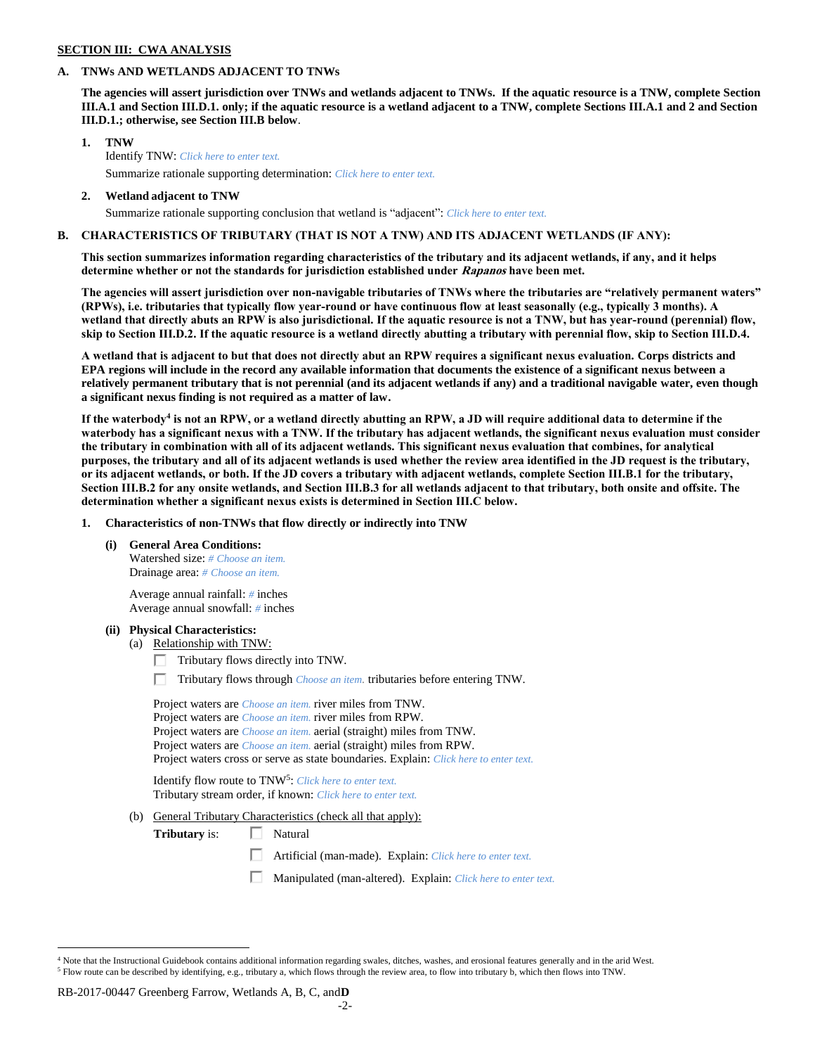## SECTION III: CWA ANALYSIS

### A. TNWs AND WETLANDS ADJACENT TO TNWs

**The agencies will assert jurisdiction over TNWs and wetlands adjacent to TNWs. If the aquatic resource is a TNW, complete Section III.A.1 and Section III.D.1. only; if the aquatic resource is a wetland adjacent to a TNW, complete Sections III.A.1 and 2 and Section III.D.1.; otherwise, see Section III.B below**.

1. **TNW**
   Identify TNW: *Click here to enter text.*
   Summarize rationale supporting determination: *Click here to enter text.*

2. **Wetland adjacent to TNW**
   Summarize rationale supporting conclusion that wetland is "adjacent": *Click here to enter text.*

### B. CHARACTERISTICS OF TRIBUTARY (THAT IS NOT A TNW) AND ITS ADJACENT WETLANDS (IF ANY):

**This section summarizes information regarding characteristics of the tributary and its adjacent wetlands, if any, and it helps determine whether or not the standards for jurisdiction established under *Rapanos* have been met.**

**The agencies will assert jurisdiction over non-navigable tributaries of TNWs where the tributaries are "relatively permanent waters" (RPWs), i.e. tributaries that typically flow year-round or have continuous flow at least seasonally (e.g., typically 3 months). A wetland that directly abuts an RPW is also jurisdictional. If the aquatic resource is not a TNW, but has year-round (perennial) flow, skip to Section III.D.2. If the aquatic resource is a wetland directly abutting a tributary with perennial flow, skip to Section III.D.4.**

**A wetland that is adjacent to but that does not directly abut an RPW requires a significant nexus evaluation. Corps districts and EPA regions will include in the record any available information that documents the existence of a significant nexus between a relatively permanent tributary that is not perennial (and its adjacent wetlands if any) and a traditional navigable water, even though a significant nexus finding is not required as a matter of law.**

**If the waterbody[4] is not an RPW, or a wetland directly abutting an RPW, a JD will require additional data to determine if the waterbody has a significant nexus with a TNW. If the tributary has adjacent wetlands, the significant nexus evaluation must consider the tributary in combination with all of its adjacent wetlands. This significant nexus evaluation that combines, for analytical purposes, the tributary and all of its adjacent wetlands is used whether the review area identified in the JD request is the tributary, or its adjacent wetlands, or both. If the JD covers a tributary with adjacent wetlands, complete Section III.B.1 for the tributary, Section III.B.2 for any onsite wetlands, and Section III.B.3 for all wetlands adjacent to that tributary, both onsite and offsite. The determination whether a significant nexus exists is determined in Section III.C below.**

1. **Characteristics of non-TNWs that flow directly or indirectly into TNW**

   **(i) General Area Conditions:**
   Watershed size: *# Choose an item.*
   Drainage area: *# Choose an item.*

   Average annual rainfall: *#* inches
   Average annual snowfall: *#* inches

   **(ii) Physical Characteristics:**
   (a) Relationship with TNW:
   - ☐ Tributary flows directly into TNW.
   - ☐ Tributary flows through *Choose an item.* tributaries before entering TNW.

   Project waters are *Choose an item.* river miles from TNW.
   Project waters are *Choose an item.* river miles from RPW.
   Project waters are *Choose an item.* aerial (straight) miles from TNW.
   Project waters are *Choose an item.* aerial (straight) miles from RPW.
   Project waters cross or serve as state boundaries. Explain: *Click here to enter text.*

   Identify flow route to TNW[5]: *Click here to enter text.*
   Tributary stream order, if known: *Click here to enter text.*

   (b) General Tributary Characteristics (check all that apply):
   **Tributary** is:
   - ☐ Natural
   - ☐ Artificial (man-made). Explain: *Click here to enter text.*
   - ☐ Manipulated (man-altered). Explain: *Click here to enter text.*

---

[4] Note that the Instructional Guidebook contains additional information regarding swales, ditches, washes, and erosional features generally and in the arid West.
[5] Flow route can be described by identifying, e.g., tributary a, which flows through the review area, to flow into tributary b, which then flows into TNW.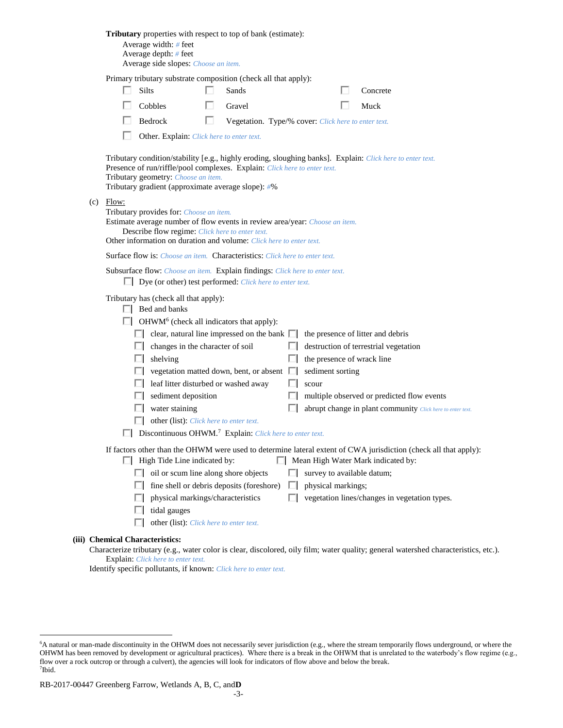**Tributary** properties with respect to top of bank (estimate):

Average width: # feet
Average depth: # feet
Average side slopes: Choose an item.

Primary tributary substrate composition (check all that apply):

- ☐ Silts
- ☐ Sands
- ☐ Concrete
- ☐ Cobbles
- ☐ Gravel
- ☐ Muck
- ☐ Bedrock
- ☐ Vegetation. Type/% cover: Click here to enter text.
- ☐ Other. Explain: Click here to enter text.

Tributary condition/stability [e.g., highly eroding, sloughing banks]. Explain: Click here to enter text.
Presence of run/riffle/pool complexes. Explain: Click here to enter text.
Tributary geometry: Choose an item.
Tributary gradient (approximate average slope): #%

(c) Flow:

Tributary provides for: Choose an item.
Estimate average number of flow events in review area/year: Choose an item.
Describe flow regime: Click here to enter text.
Other information on duration and volume: Click here to enter text.

Surface flow is: Choose an item. Characteristics: Click here to enter text.

Subsurface flow: Choose an item. Explain findings: Click here to enter text.
☐ Dye (or other) test performed: Click here to enter text.

Tributary has (check all that apply):

- ☐ Bed and banks
- ☐ OHWM[6] (check all indicators that apply):
  - ☐ clear, natural line impressed on the bank
  - ☐ the presence of litter and debris
  - ☐ changes in the character of soil
  - ☐ destruction of terrestrial vegetation
  - ☐ shelving
  - ☐ the presence of wrack line
  - ☐ vegetation matted down, bent, or absent
  - ☐ sediment sorting
  - ☐ leaf litter disturbed or washed away
  - ☐ scour
  - ☐ sediment deposition
  - ☐ multiple observed or predicted flow events
  - ☐ water staining
  - ☐ abrupt change in plant community Click here to enter text.
  - ☐ other (list): Click here to enter text.
- ☐ Discontinuous OHWM.[7] Explain: Click here to enter text.

If factors other than the OHWM were used to determine lateral extent of CWA jurisdiction (check all that apply):

- ☐ High Tide Line indicated by:
  - ☐ oil or scum line along shore objects
  - ☐ fine shell or debris deposits (foreshore)
  - ☐ physical markings/characteristics
  - ☐ tidal gauges
  - ☐ other (list): Click here to enter text.
- ☐ Mean High Water Mark indicated by:
  - ☐ survey to available datum;
  - ☐ physical markings;
  - ☐ vegetation lines/changes in vegetation types.

**(iii) Chemical Characteristics:**

Characterize tributary (e.g., water color is clear, discolored, oily film; water quality; general watershed characteristics, etc.).
Explain: Click here to enter text.
Identify specific pollutants, if known: Click here to enter text.

---

[6]A natural or man-made discontinuity in the OHWM does not necessarily sever jurisdiction (e.g., where the stream temporarily flows underground, or where the OHWM has been removed by development or agricultural practices). Where there is a break in the OHWM that is unrelated to the waterbody's flow regime (e.g., flow over a rock outcrop or through a culvert), the agencies will look for indicators of flow above and below the break.
[7]Ibid.

RB-2017-00447 Greenberg Farrow, Wetlands A, B, C, and**D**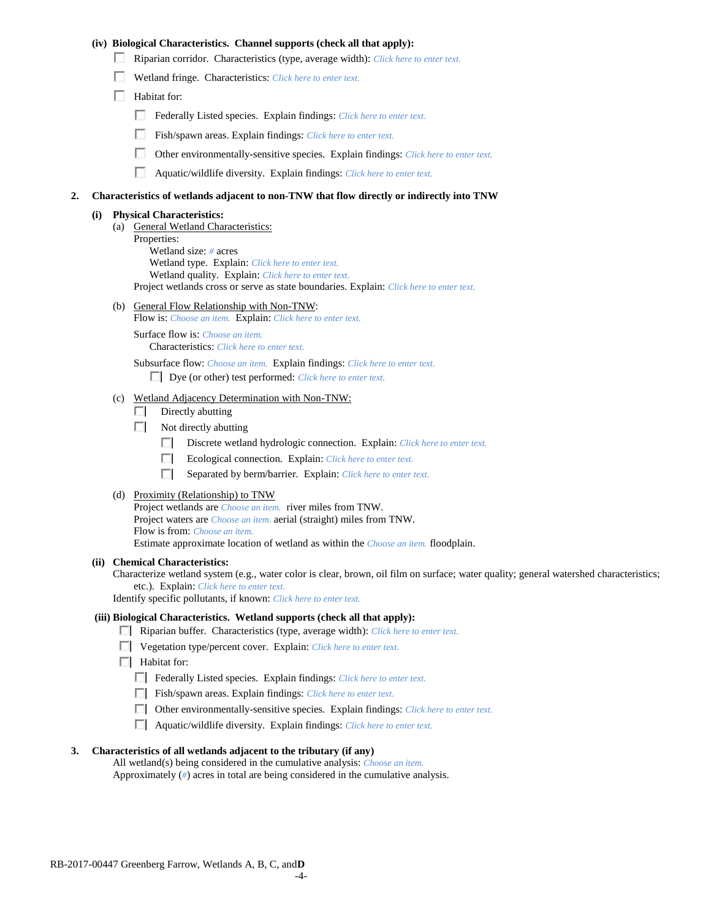**(iv) Biological Characteristics. Channel supports (check all that apply):**

- ☐ Riparian corridor. Characteristics (type, average width): *Click here to enter text.*
- ☐ Wetland fringe. Characteristics: *Click here to enter text.*
- ☐ Habitat for:
  - ☐ Federally Listed species. Explain findings: *Click here to enter text.*
  - ☐ Fish/spawn areas. Explain findings: *Click here to enter text.*
  - ☐ Other environmentally-sensitive species. Explain findings: *Click here to enter text.*
  - ☐ Aquatic/wildlife diversity. Explain findings: *Click here to enter text.*

**2. Characteristics of wetlands adjacent to non-TNW that flow directly or indirectly into TNW**

**(i) Physical Characteristics:**

(a) General Wetland Characteristics:
Properties:
Wetland size: *#* acres
Wetland type. Explain: *Click here to enter text.*
Wetland quality. Explain: *Click here to enter text.*
Project wetlands cross or serve as state boundaries. Explain: *Click here to enter text.*

(b) General Flow Relationship with Non-TNW:
Flow is: *Choose an item.* Explain: *Click here to enter text.*

Surface flow is: *Choose an item.*
Characteristics: *Click here to enter text.*

Subsurface flow: *Choose an item.* Explain findings: *Click here to enter text.*
☐ Dye (or other) test performed: *Click here to enter text.*

(c) Wetland Adjacency Determination with Non-TNW:
- ☐ Directly abutting
- ☐ Not directly abutting
  - ☐ Discrete wetland hydrologic connection. Explain: *Click here to enter text.*
  - ☐ Ecological connection. Explain: *Click here to enter text.*
  - ☐ Separated by berm/barrier. Explain: *Click here to enter text.*

(d) Proximity (Relationship) to TNW
Project wetlands are *Choose an item.* river miles from TNW.
Project waters are *Choose an item.* aerial (straight) miles from TNW.
Flow is from: *Choose an item.*
Estimate approximate location of wetland as within the *Choose an item.* floodplain.

**(ii) Chemical Characteristics:**
Characterize wetland system (e.g., water color is clear, brown, oil film on surface; water quality; general watershed characteristics; etc.). Explain: *Click here to enter text.*
Identify specific pollutants, if known: *Click here to enter text.*

**(iii) Biological Characteristics. Wetland supports (check all that apply):**

- ☐ Riparian buffer. Characteristics (type, average width): *Click here to enter text.*
- ☐ Vegetation type/percent cover. Explain: *Click here to enter text.*
- ☐ Habitat for:
  - ☐ Federally Listed species. Explain findings: *Click here to enter text.*
  - ☐ Fish/spawn areas. Explain findings: *Click here to enter text.*
  - ☐ Other environmentally-sensitive species. Explain findings: *Click here to enter text.*
  - ☐ Aquatic/wildlife diversity. Explain findings: *Click here to enter text.*

**3. Characteristics of all wetlands adjacent to the tributary (if any)**
All wetland(s) being considered in the cumulative analysis: *Choose an item.*
Approximately (*#*) acres in total are being considered in the cumulative analysis.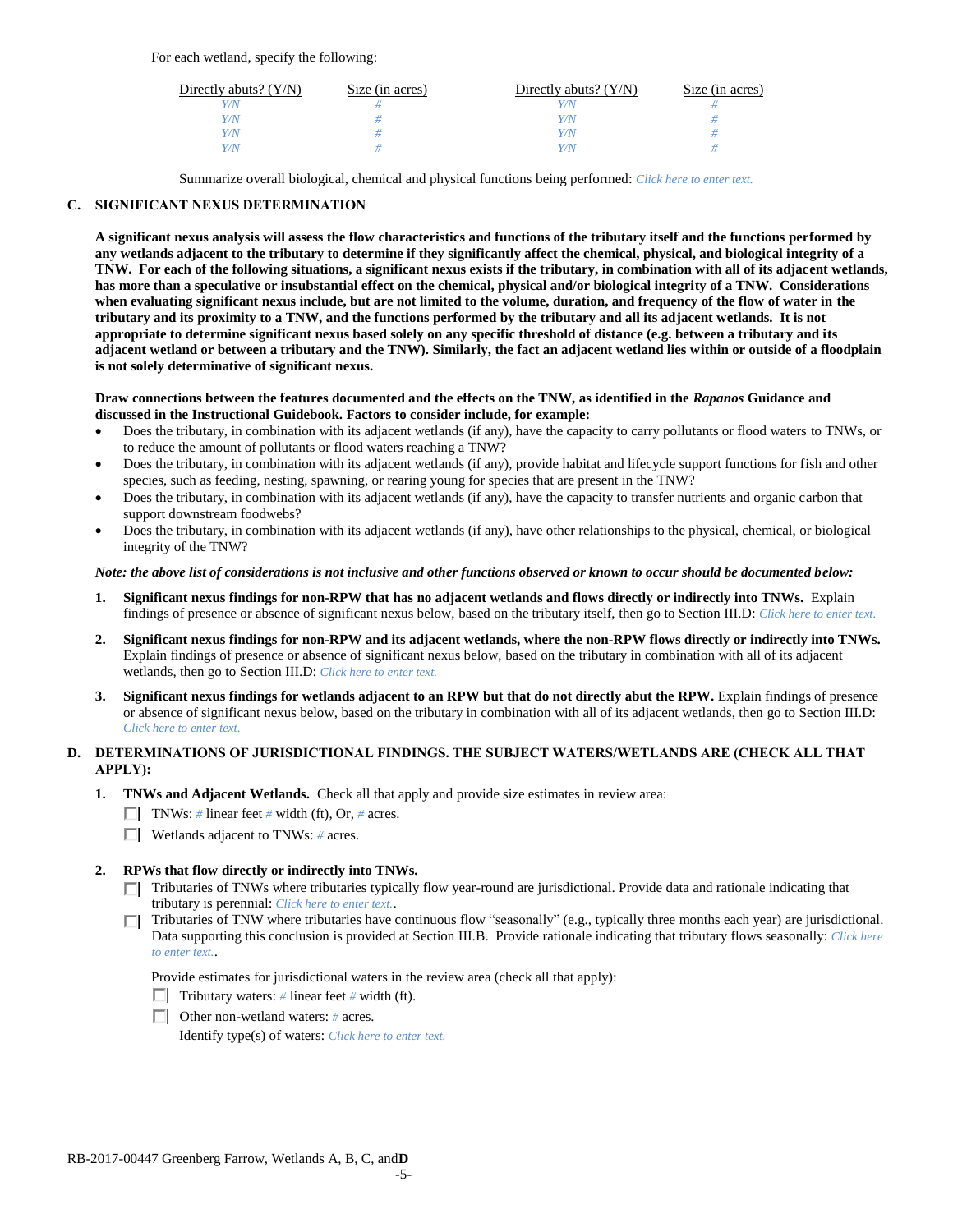For each wetland, specify the following:

| Directly abuts? (Y/N) | Size (in acres) | Directly abuts? (Y/N) | Size (in acres) |
|---|---|---|---|
| *Y/N* | *#* | *Y/N* | *#* |
| *Y/N* | *#* | *Y/N* | *#* |
| *Y/N* | *#* | *Y/N* | *#* |
| *Y/N* | *#* | *Y/N* | *#* |

Summarize overall biological, chemical and physical functions being performed: *Click here to enter text.*

## C. SIGNIFICANT NEXUS DETERMINATION

**A significant nexus analysis will assess the flow characteristics and functions of the tributary itself and the functions performed by any wetlands adjacent to the tributary to determine if they significantly affect the chemical, physical, and biological integrity of a TNW. For each of the following situations, a significant nexus exists if the tributary, in combination with all of its adjacent wetlands, has more than a speculative or insubstantial effect on the chemical, physical and/or biological integrity of a TNW. Considerations when evaluating significant nexus include, but are not limited to the volume, duration, and frequency of the flow of water in the tributary and its proximity to a TNW, and the functions performed by the tributary and all its adjacent wetlands. It is not appropriate to determine significant nexus based solely on any specific threshold of distance (e.g. between a tributary and its adjacent wetland or between a tributary and the TNW). Similarly, the fact an adjacent wetland lies within or outside of a floodplain is not solely determinative of significant nexus.**

**Draw connections between the features documented and the effects on the TNW, as identified in the *Rapanos* Guidance and discussed in the Instructional Guidebook. Factors to consider include, for example:**

- Does the tributary, in combination with its adjacent wetlands (if any), have the capacity to carry pollutants or flood waters to TNWs, or to reduce the amount of pollutants or flood waters reaching a TNW?
- Does the tributary, in combination with its adjacent wetlands (if any), provide habitat and lifecycle support functions for fish and other species, such as feeding, nesting, spawning, or rearing young for species that are present in the TNW?
- Does the tributary, in combination with its adjacent wetlands (if any), have the capacity to transfer nutrients and organic carbon that support downstream foodwebs?
- Does the tributary, in combination with its adjacent wetlands (if any), have other relationships to the physical, chemical, or biological integrity of the TNW?

***Note: the above list of considerations is not inclusive and other functions observed or known to occur should be documented below:***

1. **Significant nexus findings for non-RPW that has no adjacent wetlands and flows directly or indirectly into TNWs.** Explain findings of presence or absence of significant nexus below, based on the tributary itself, then go to Section III.D: *Click here to enter text.*

2. **Significant nexus findings for non-RPW and its adjacent wetlands, where the non-RPW flows directly or indirectly into TNWs.** Explain findings of presence or absence of significant nexus below, based on the tributary in combination with all of its adjacent wetlands, then go to Section III.D: *Click here to enter text.*

3. **Significant nexus findings for wetlands adjacent to an RPW but that do not directly abut the RPW.** Explain findings of presence or absence of significant nexus below, based on the tributary in combination with all of its adjacent wetlands, then go to Section III.D: *Click here to enter text.*

## D. DETERMINATIONS OF JURISDICTIONAL FINDINGS. THE SUBJECT WATERS/WETLANDS ARE (CHECK ALL THAT APPLY):

1. **TNWs and Adjacent Wetlands.** Check all that apply and provide size estimates in review area:
   - ☐ TNWs: *#* linear feet *#* width (ft), Or, *#* acres.
   - ☐ Wetlands adjacent to TNWs: *#* acres.

2. **RPWs that flow directly or indirectly into TNWs.**
   - ☐ Tributaries of TNWs where tributaries typically flow year-round are jurisdictional. Provide data and rationale indicating that tributary is perennial: *Click here to enter text.*.
   - ☐ Tributaries of TNW where tributaries have continuous flow "seasonally" (e.g., typically three months each year) are jurisdictional. Data supporting this conclusion is provided at Section III.B. Provide rationale indicating that tributary flows seasonally: *Click here to enter text.*.

   Provide estimates for jurisdictional waters in the review area (check all that apply):
   - ☐ Tributary waters: *#* linear feet *#* width (ft).
   - ☐ Other non-wetland waters: *#* acres.
     Identify type(s) of waters: *Click here to enter text.*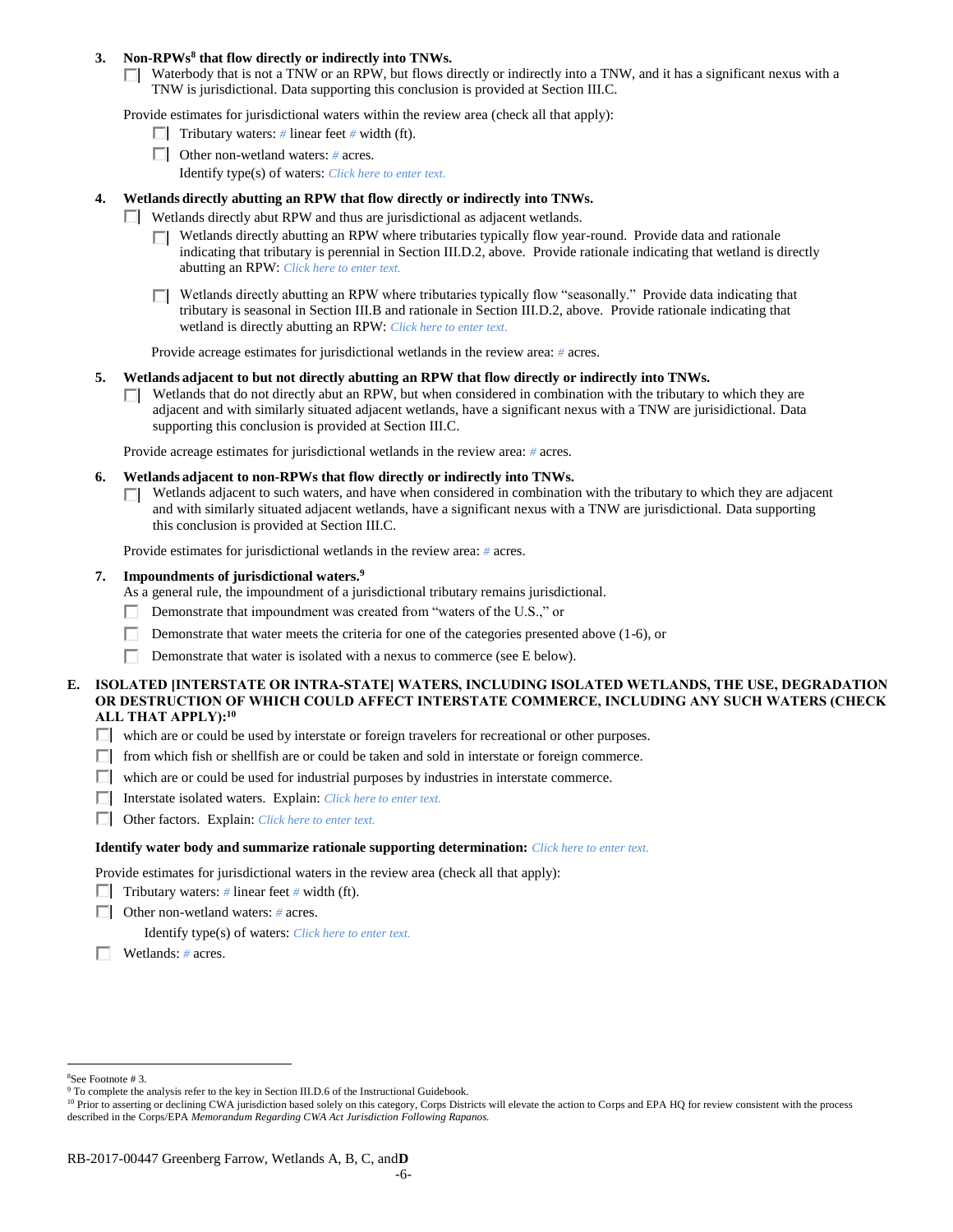3. **Non-RPWs[8] that flow directly or indirectly into TNWs.**
   - ☐ Waterbody that is not a TNW or an RPW, but flows directly or indirectly into a TNW, and it has a significant nexus with a TNW is jurisdictional. Data supporting this conclusion is provided at Section III.C.

   Provide estimates for jurisdictional waters within the review area (check all that apply):
   - ☐ Tributary waters: # linear feet # width (ft).
   - ☐ Other non-wetland waters: # acres.
     Identify type(s) of waters: *Click here to enter text.*

4. **Wetlands directly abutting an RPW that flow directly or indirectly into TNWs.**
   - ☐ Wetlands directly abut RPW and thus are jurisdictional as adjacent wetlands.
     - ☐ Wetlands directly abutting an RPW where tributaries typically flow year-round. Provide data and rationale indicating that tributary is perennial in Section III.D.2, above. Provide rationale indicating that wetland is directly abutting an RPW: *Click here to enter text.*
     - ☐ Wetlands directly abutting an RPW where tributaries typically flow "seasonally." Provide data indicating that tributary is seasonal in Section III.B and rationale in Section III.D.2, above. Provide rationale indicating that wetland is directly abutting an RPW: *Click here to enter text.*

   Provide acreage estimates for jurisdictional wetlands in the review area: # acres.

5. **Wetlands adjacent to but not directly abutting an RPW that flow directly or indirectly into TNWs.**
   - ☐ Wetlands that do not directly abut an RPW, but when considered in combination with the tributary to which they are adjacent and with similarly situated adjacent wetlands, have a significant nexus with a TNW are jurisidictional. Data supporting this conclusion is provided at Section III.C.

   Provide acreage estimates for jurisdictional wetlands in the review area: # acres.

6. **Wetlands adjacent to non-RPWs that flow directly or indirectly into TNWs.**
   - ☐ Wetlands adjacent to such waters, and have when considered in combination with the tributary to which they are adjacent and with similarly situated adjacent wetlands, have a significant nexus with a TNW are jurisdictional. Data supporting this conclusion is provided at Section III.C.

   Provide estimates for jurisdictional wetlands in the review area: # acres.

7. **Impoundments of jurisdictional waters.[9]**
   As a general rule, the impoundment of a jurisdictional tributary remains jurisdictional.
   - ☐ Demonstrate that impoundment was created from "waters of the U.S.," or
   - ☐ Demonstrate that water meets the criteria for one of the categories presented above (1-6), or
   - ☐ Demonstrate that water is isolated with a nexus to commerce (see E below).

**E. ISOLATED [INTERSTATE OR INTRA-STATE] WATERS, INCLUDING ISOLATED WETLANDS, THE USE, DEGRADATION OR DESTRUCTION OF WHICH COULD AFFECT INTERSTATE COMMERCE, INCLUDING ANY SUCH WATERS (CHECK ALL THAT APPLY):[10]**

- ☐ which are or could be used by interstate or foreign travelers for recreational or other purposes.
- ☐ from which fish or shellfish are or could be taken and sold in interstate or foreign commerce.
- ☐ which are or could be used for industrial purposes by industries in interstate commerce.
- ☐ Interstate isolated waters. Explain: *Click here to enter text.*
- ☐ Other factors. Explain: *Click here to enter text.*

**Identify water body and summarize rationale supporting determination:** *Click here to enter text.*

Provide estimates for jurisdictional waters in the review area (check all that apply):
- ☐ Tributary waters: # linear feet # width (ft).
- ☐ Other non-wetland waters: # acres.
  Identify type(s) of waters: *Click here to enter text.*
- ☐ Wetlands: # acres.

---

[8]See Footnote # 3.
[9] To complete the analysis refer to the key in Section III.D.6 of the Instructional Guidebook.
[10] Prior to asserting or declining CWA jurisdiction based solely on this category, Corps Districts will elevate the action to Corps and EPA HQ for review consistent with the process described in the Corps/EPA *Memorandum Regarding CWA Act Jurisdiction Following Rapanos.*

RB-2017-00447 Greenberg Farrow, Wetlands A, B, C, and**D**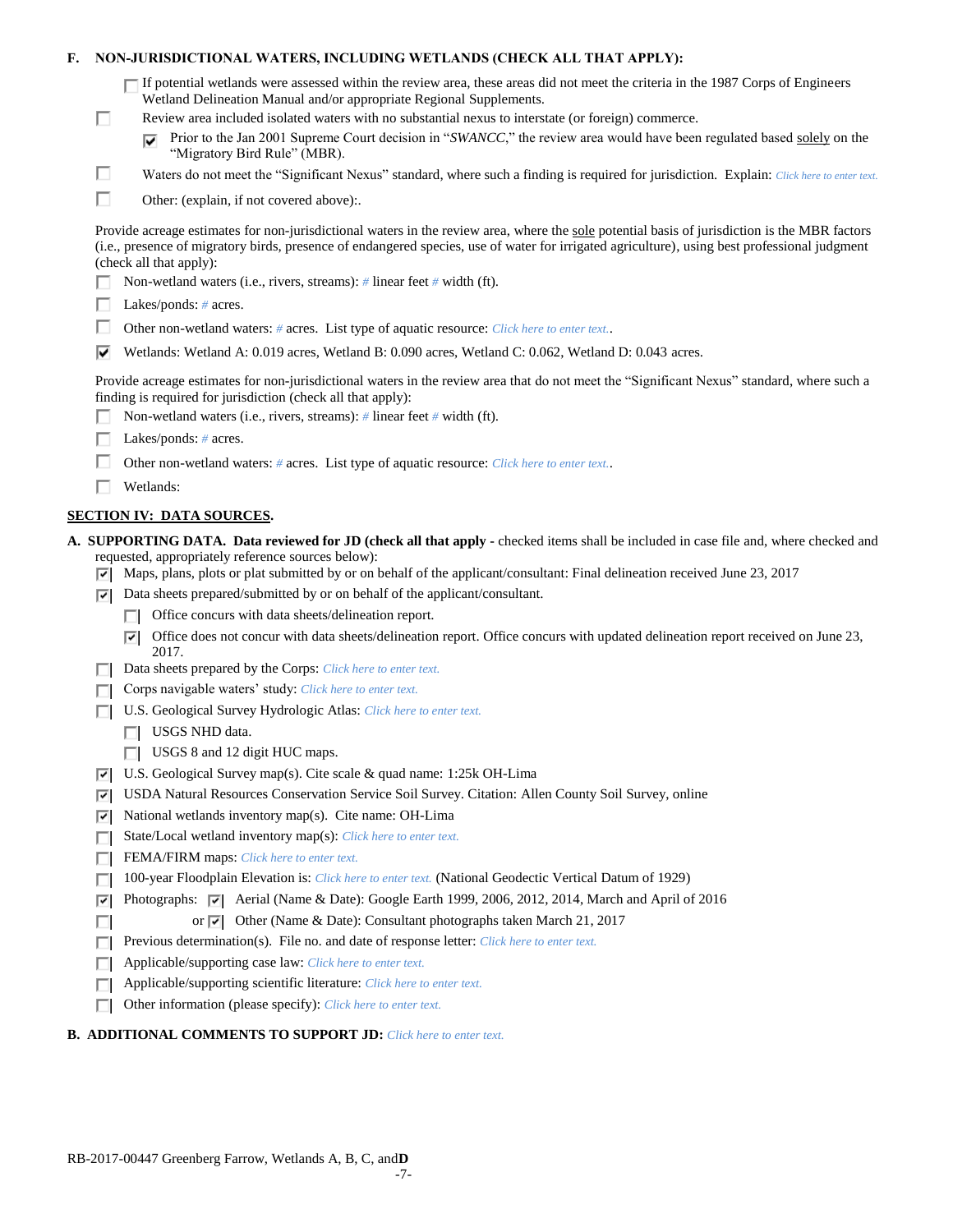**F. NON-JURISDICTIONAL WATERS, INCLUDING WETLANDS (CHECK ALL THAT APPLY):**

- ☐ If potential wetlands were assessed within the review area, these areas did not meet the criteria in the 1987 Corps of Engineers Wetland Delineation Manual and/or appropriate Regional Supplements.
- ☐ Review area included isolated waters with no substantial nexus to interstate (or foreign) commerce.
  - ☑ Prior to the Jan 2001 Supreme Court decision in "*SWANCC*," the review area would have been regulated based solely on the "Migratory Bird Rule" (MBR).
- ☐ Waters do not meet the "Significant Nexus" standard, where such a finding is required for jurisdiction. Explain: *Click here to enter text.*
- ☐ Other: (explain, if not covered above):.

Provide acreage estimates for non-jurisdictional waters in the review area, where the sole potential basis of jurisdiction is the MBR factors (i.e., presence of migratory birds, presence of endangered species, use of water for irrigated agriculture), using best professional judgment (check all that apply):

- ☐ Non-wetland waters (i.e., rivers, streams): *#* linear feet *#* width (ft).
- ☐ Lakes/ponds: *#* acres.
- ☐ Other non-wetland waters: *#* acres. List type of aquatic resource: *Click here to enter text.*.
- ☑ Wetlands: Wetland A: 0.019 acres, Wetland B: 0.090 acres, Wetland C: 0.062, Wetland D: 0.043 acres.

Provide acreage estimates for non-jurisdictional waters in the review area that do not meet the "Significant Nexus" standard, where such a finding is required for jurisdiction (check all that apply):

- ☐ Non-wetland waters (i.e., rivers, streams): *#* linear feet *#* width (ft).
- ☐ Lakes/ponds: *#* acres.
- ☐ Other non-wetland waters: *#* acres. List type of aquatic resource: *Click here to enter text.*.
- ☐ Wetlands:

## SECTION IV: DATA SOURCES.

**A. SUPPORTING DATA. Data reviewed for JD (check all that apply** - checked items shall be included in case file and, where checked and requested, appropriately reference sources below):

- ☑ Maps, plans, plots or plat submitted by or on behalf of the applicant/consultant: Final delineation received June 23, 2017
- ☑ Data sheets prepared/submitted by or on behalf of the applicant/consultant.
  - ☐ Office concurs with data sheets/delineation report.
  - ☑ Office does not concur with data sheets/delineation report. Office concurs with updated delineation report received on June 23, 2017.
- ☐ Data sheets prepared by the Corps: *Click here to enter text.*
- ☐ Corps navigable waters' study: *Click here to enter text.*
- ☐ U.S. Geological Survey Hydrologic Atlas: *Click here to enter text.*
  - ☐ USGS NHD data.
  - ☐ USGS 8 and 12 digit HUC maps.
- ☑ U.S. Geological Survey map(s). Cite scale & quad name: 1:25k OH-Lima
- ☑ USDA Natural Resources Conservation Service Soil Survey. Citation: Allen County Soil Survey, online
- ☑ National wetlands inventory map(s). Cite name: OH-Lima
- ☐ State/Local wetland inventory map(s): *Click here to enter text.*
- ☐ FEMA/FIRM maps: *Click here to enter text.*
- ☐ 100-year Floodplain Elevation is: *Click here to enter text.* (National Geodectic Vertical Datum of 1929)
- ☑ Photographs: ☑ Aerial (Name & Date): Google Earth 1999, 2006, 2012, 2014, March and April of 2016
- ☐ or ☑ Other (Name & Date): Consultant photographs taken March 21, 2017
- ☐ Previous determination(s). File no. and date of response letter: *Click here to enter text.*
- ☐ Applicable/supporting case law: *Click here to enter text.*
- ☐ Applicable/supporting scientific literature: *Click here to enter text.*
- ☐ Other information (please specify): *Click here to enter text.*

**B. ADDITIONAL COMMENTS TO SUPPORT JD:** *Click here to enter text.*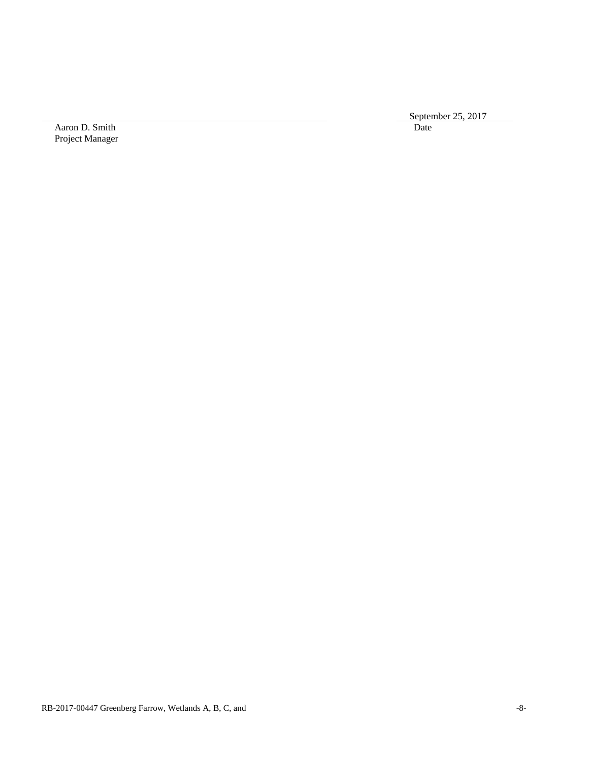\_\_\_\_\_\_\_\_\_\_\_\_\_\_\_\_\_\_\_\_\_\_\_\_\_\_\_\_\_\_\_\_\_\_\_\_\_\_\_\_\_\_\_\_

Aaron D. Smith
Project Manager

September 25, 2017
Date